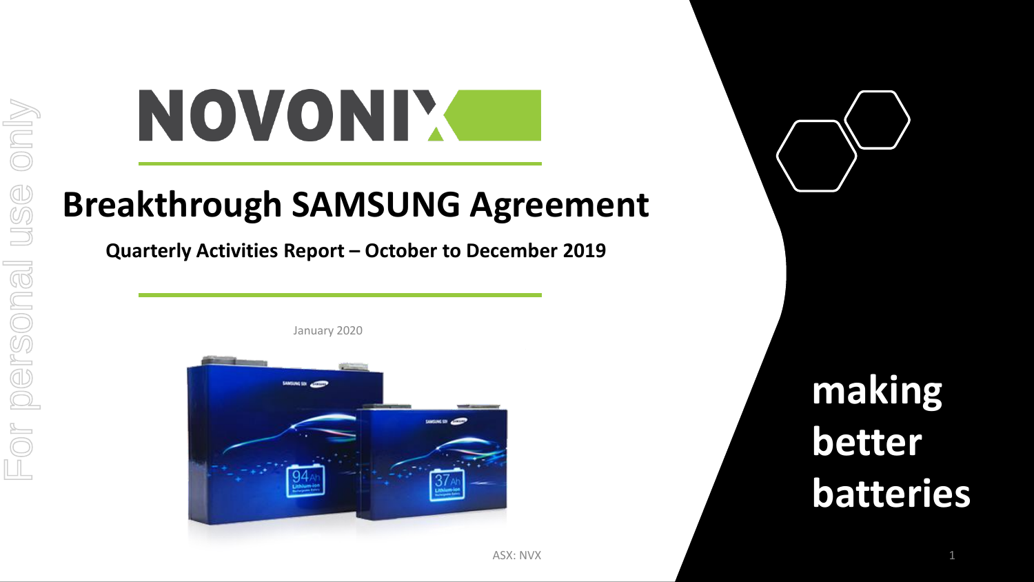# NOVONIX

## Breakthrough SAMSUNG Agreement

**Quarterly Activities Report – October to December 2019**

January 2020

**making better batteries**

ASX: NVX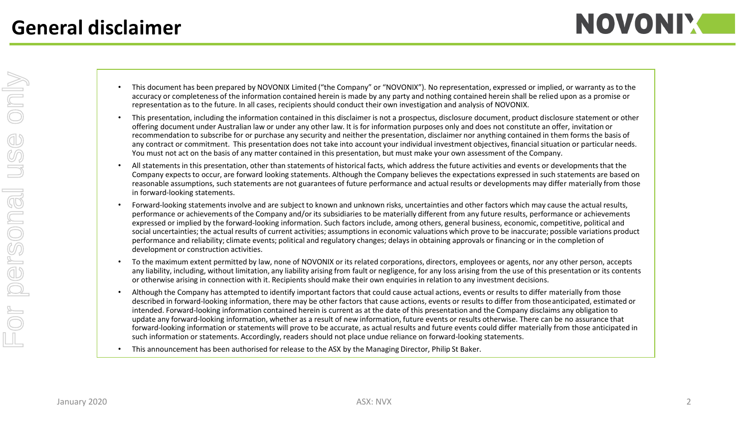# General disclaimer

- This document has been prepared by NOVONIX Limited ("the Company" or "NOVONIX"). No representation, expressed or implied, or warranty as to the accuracy or completeness of the information contained herein is made by any party and nothing contained herein shall be relied upon as a promise or representation as to the future. In all cases, recipients should conduct their own investigation and analysis of NOVONIX.
- This presentation, including the information contained in this disclaimer is not a prospectus, disclosure document, product disclosure statement or other offering document under Australian law or under any other law. It is for information purposes only and does not constitute an offer, invitation or recommendation to subscribe for or purchase any security and neither the presentation, disclaimer nor anything contained in them forms the basis of any contract or commitment. This presentation does not take into account your individual investment objectives, financial situation or particular needs. You must not act on the basis of any matter contained in this presentation, but must make your own assessment of the Company.
- All statements in this presentation, other than statements of historical facts, which address the future activities and events or developments that the Company expects to occur, are forward looking statements. Although the Company believes the expectations expressed in such statements are based on reasonable assumptions, such statements are not guarantees of future performance and actual results or developments may differ materially from those in forward-looking statements.
- Forward-looking statements involve and are subject to known and unknown risks, uncertainties and other factors which may cause the actual results, performance or achievements of the Company and/or its subsidiaries to be materially different from any future results, performance or achievements expressed or implied by the forward-looking information. Such factors include, among others, general business, economic, competitive, political and social uncertainties; the actual results of current activities; assumptions in economic valuations which prove to be inaccurate; possible variations product performance and reliability; climate events; political and regulatory changes; delays in obtaining approvals or financing or in the completion of development or construction activities.
- To the maximum extent permitted by law, none of NOVONIX or its related corporations, directors, employees or agents, nor any other person, accepts any liability, including, without limitation, any liability arising from fault or negligence, for any loss arising from the use of this presentation or its contents or otherwise arising in connection with it. Recipients should make their own enquiries in relation to any investment decisions.
- Although the Company has attempted to identify important factors that could cause actual actions, events or results to differ materially from those described in forward-looking information, there may be other factors that cause actions, events or results to differ from those anticipated, estimated or intended. Forward-looking information contained herein is current as at the date of this presentation and the Company disclaims any obligation to update any forward-looking information, whether as a result of new information, future events or results otherwise. There can be no assurance that forward-looking information or statements will prove to be accurate, as actual results and future events could differ materially from those anticipated in such information or statements. Accordingly, readers should not place undue reliance on forward-looking statements.
- This announcement has been authorised for release to the ASX by the Managing Director, Philip St Baker.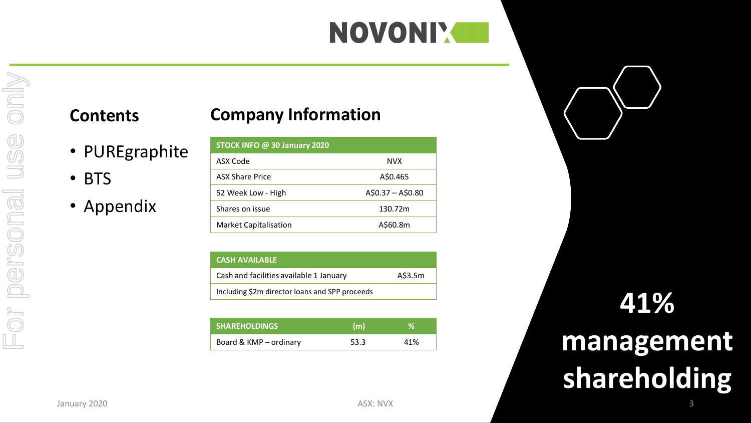# NOVONIX

## Contents

- PUREgraphite
- BTS
- Appendix

## Company Information

| STOCK INFO @ 30 January 2020 | |
|---|---|
| ASX Code | NVX |
| ASX Share Price | A$0.465 |
| 52 Week Low - High | A$0.37 – A$0.80 |
| Shares on issue | 130.72m |
| Market Capitalisation | A$60.8m |

| CASH AVAILABLE | |
|---|---|
| Cash and facilities available 1 January | A$3.5m |
| Including $2m director loans and SPP proceeds | |

| SHAREHOLDINGS | (m) | % |
|---|---|---|
| Board & KMP – ordinary | 53.3 | 41% |

**41% management shareholding**

January 2020

ASX: NVX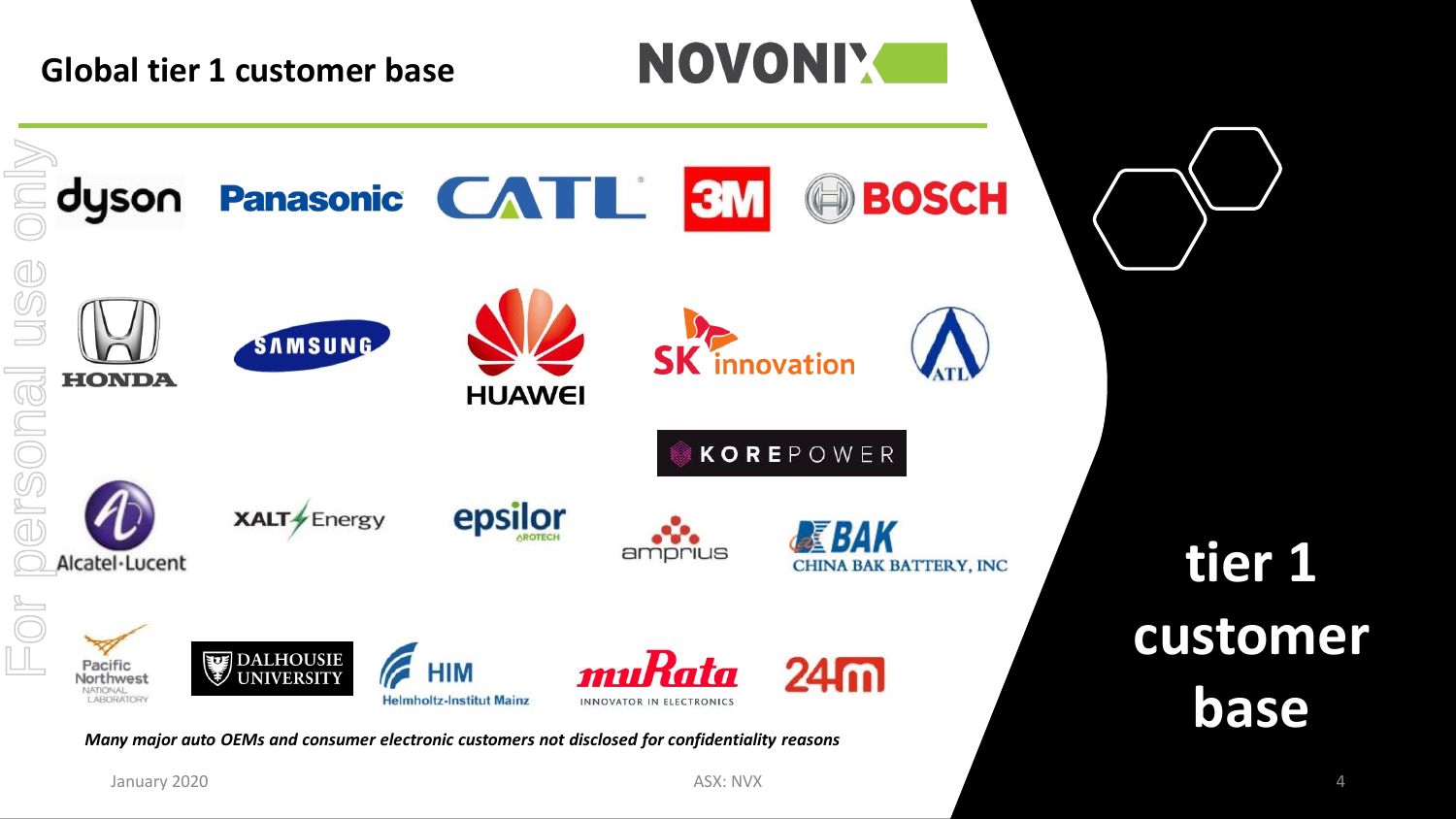# Global tier 1 customer base

NOVONIX

dyson | Panasonic | CATL | 3M | BOSCH

HONDA | SAMSUNG | HUAWEI | SK innovation | ATL

KOREPOWER

Alcatel·Lucent | XALT Energy | epsilor | amprius | BAK CHINA BAK BATTERY, INC

Pacific Northwest NATIONAL LABORATORY | DALHOUSIE UNIVERSITY | HIM Helmholtz-Institut Mainz | muRata INNOVATOR IN ELECTRONICS | 24M

*Many major auto OEMs and consumer electronic customers not disclosed for confidentiality reasons*

## tier 1 customer base

January 2020

ASX: NVX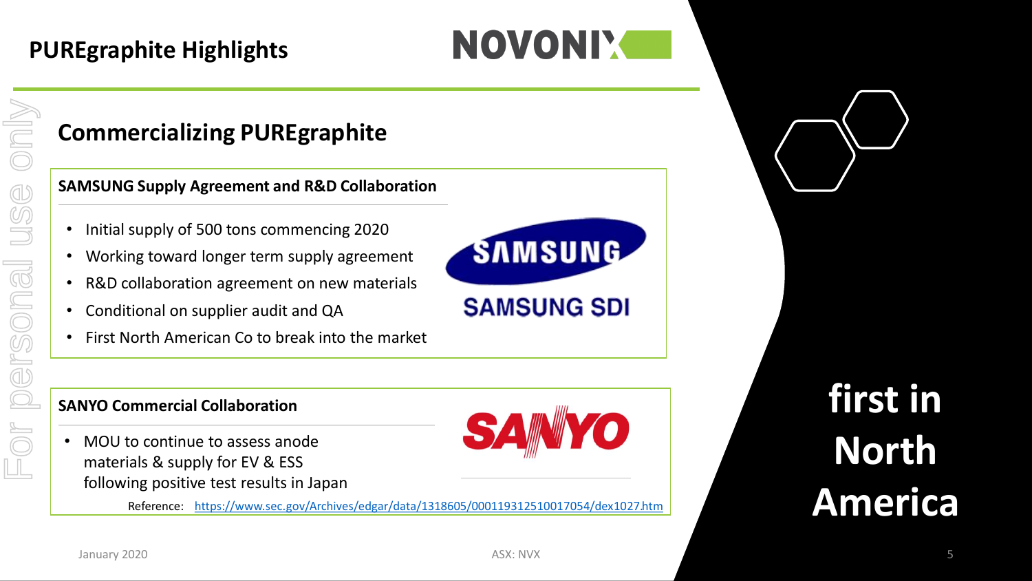# PUREgraphite Highlights

## Commercializing PUREgraphite

### SAMSUNG Supply Agreement and R&D Collaboration

- Initial supply of 500 tons commencing 2020
- Working toward longer term supply agreement
- R&D collaboration agreement on new materials
- Conditional on supplier audit and QA
- First North American Co to break into the market

### SANYO Commercial Collaboration

- MOU to continue to assess anode materials & supply for EV & ESS following positive test results in Japan

Reference: https://www.sec.gov/Archives/edgar/data/1318605/000119312510017054/dex1027.htm

**first in North America**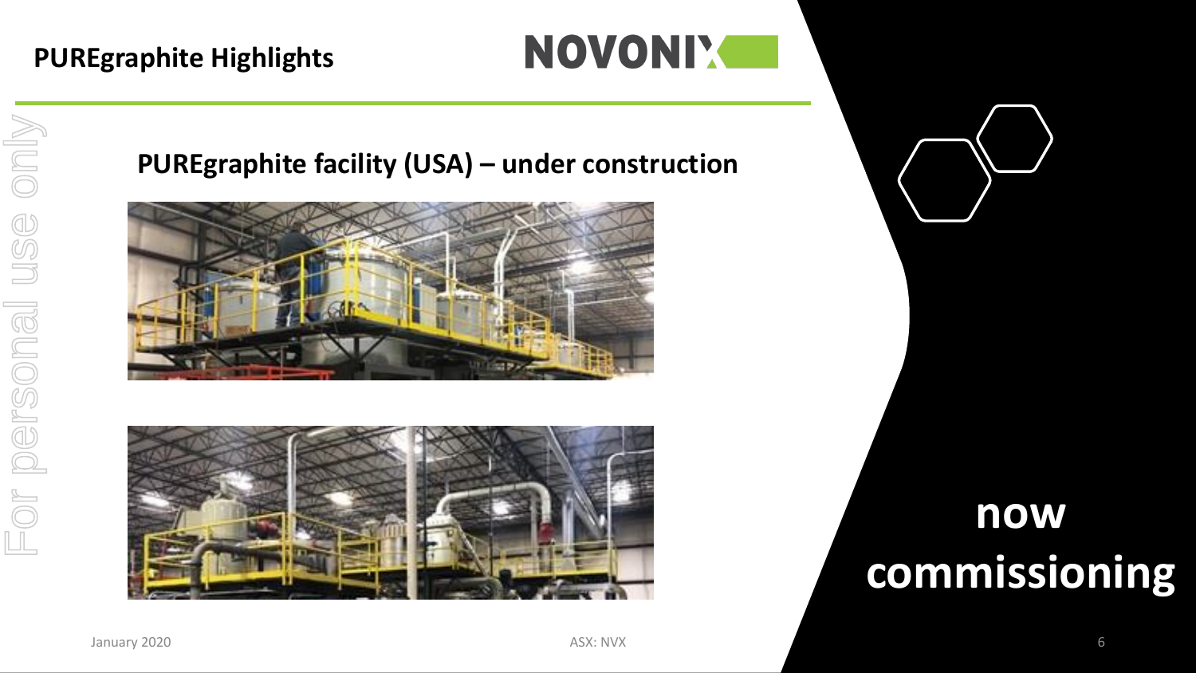# PUREgraphite Highlights

## PUREgraphite facility (USA) – under construction

**now commissioning**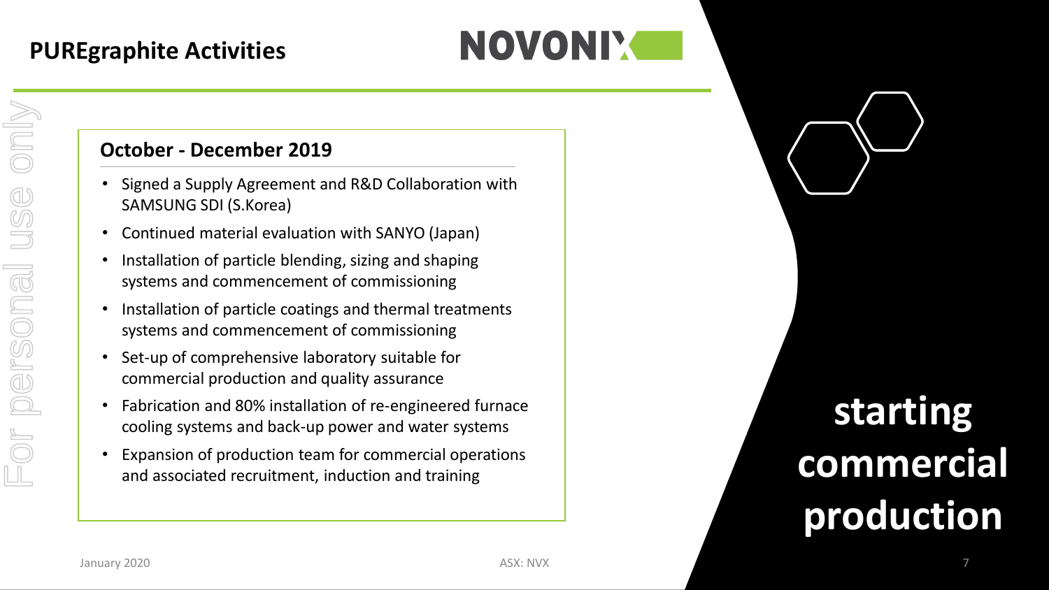# PUREgraphite Activities

## October - December 2019

- Signed a Supply Agreement and R&D Collaboration with SAMSUNG SDI (S.Korea)
- Continued material evaluation with SANYO (Japan)
- Installation of particle blending, sizing and shaping systems and commencement of commissioning
- Installation of particle coatings and thermal treatments systems and commencement of commissioning
- Set-up of comprehensive laboratory suitable for commercial production and quality assurance
- Fabrication and 80% installation of re-engineered furnace cooling systems and back-up power and water systems
- Expansion of production team for commercial operations and associated recruitment, induction and training

**starting commercial production**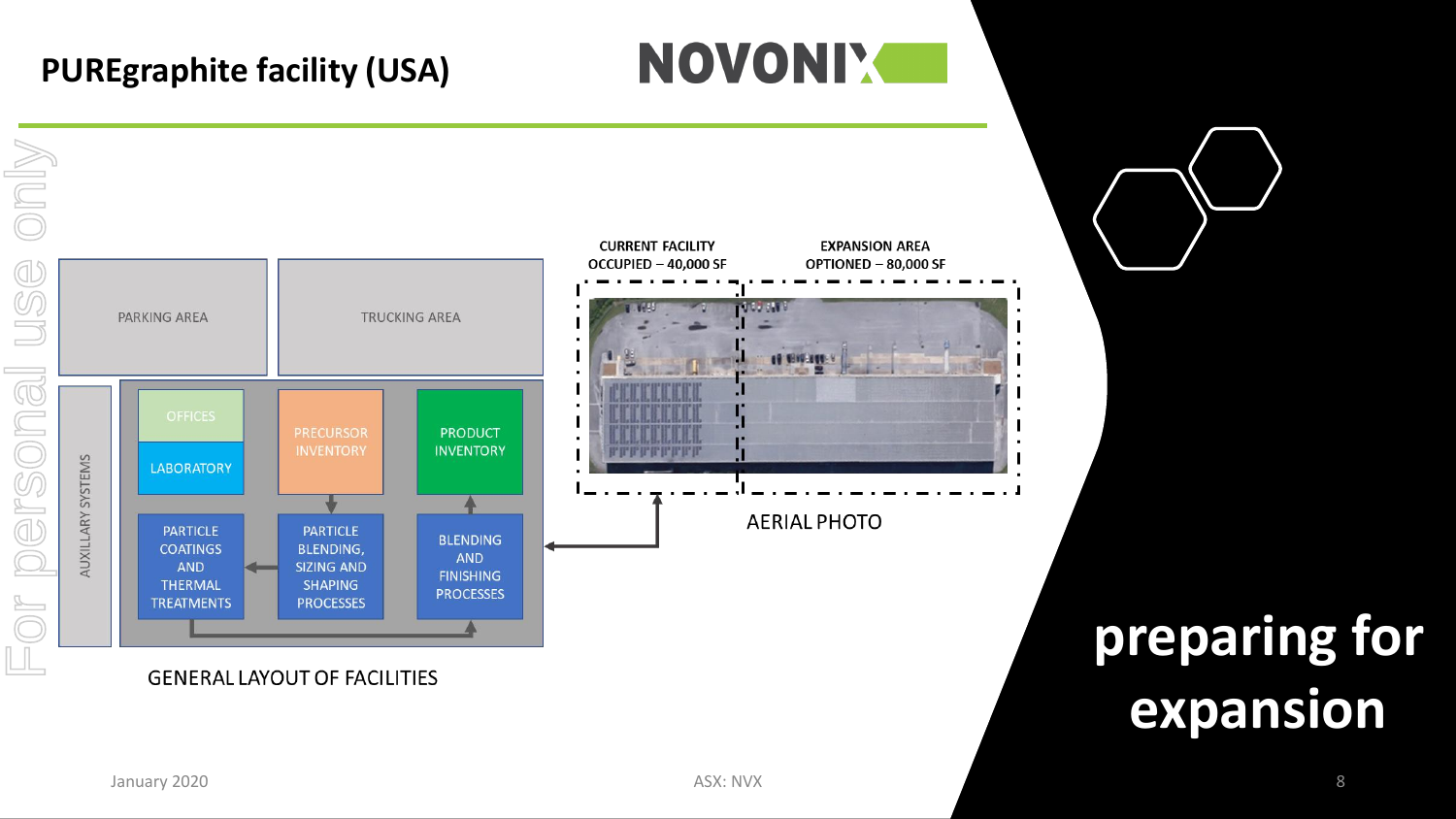# PUREgraphite facility (USA)

NOVONIX

PARKING AREA

TRUCKING AREA

AUXILLARY SYSTEMS

OFFICES

LABORATORY

PRECURSOR INVENTORY

PRODUCT INVENTORY

PARTICLE COATINGS AND THERMAL TREATMENTS

PARTICLE BLENDING, SIZING AND SHAPING PROCESSES

BLENDING AND FINISHING PROCESSES

GENERAL LAYOUT OF FACILITIES

**CURRENT FACILITY OCCUPIED – 40,000 SF**

**EXPANSION AREA OPTIONED – 80,000 SF**

AERIAL PHOTO

**preparing for expansion**

January 2020

ASX: NVX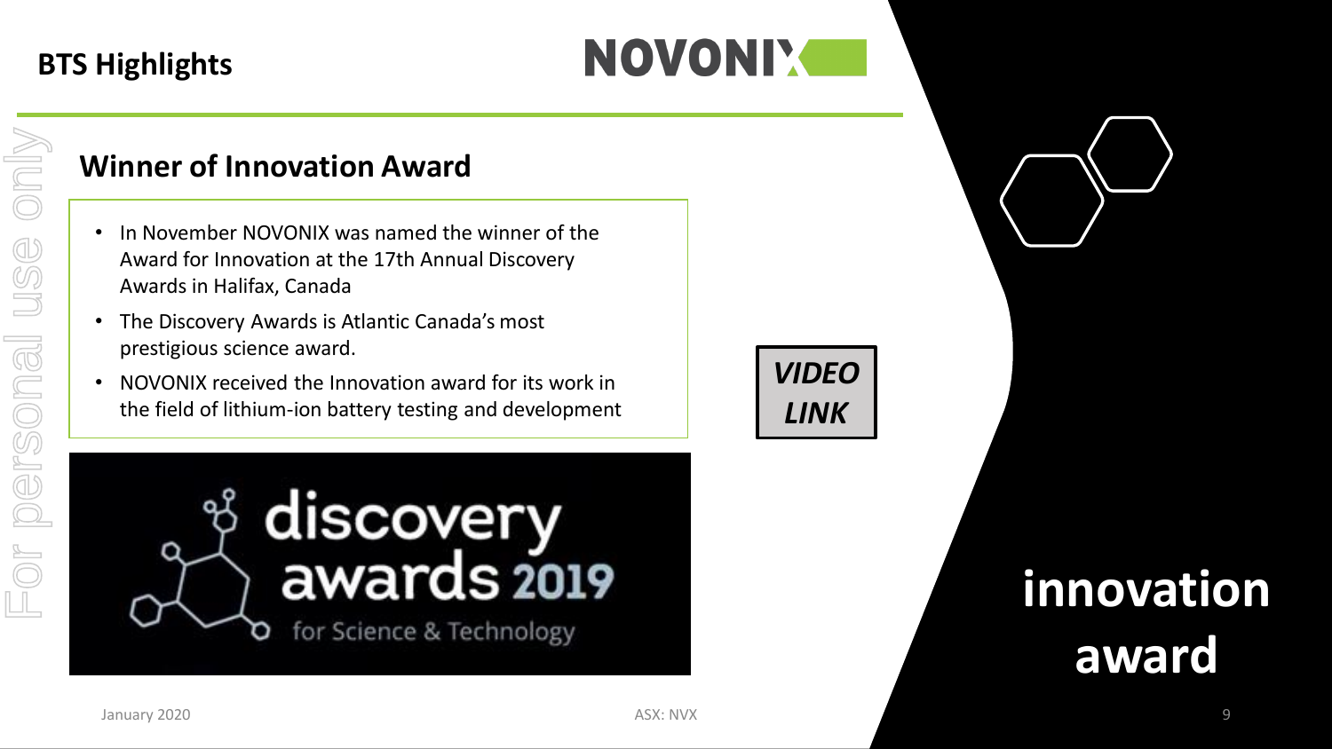## BTS Highlights

### Winner of Innovation Award

- In November NOVONIX was named the winner of the Award for Innovation at the 17th Annual Discovery Awards in Halifax, Canada
- The Discovery Awards is Atlantic Canada's most prestigious science award.
- NOVONIX received the Innovation award for its work in the field of lithium-ion battery testing and development

discovery awards 2019 for Science & Technology

***VIDEO LINK***

**innovation award**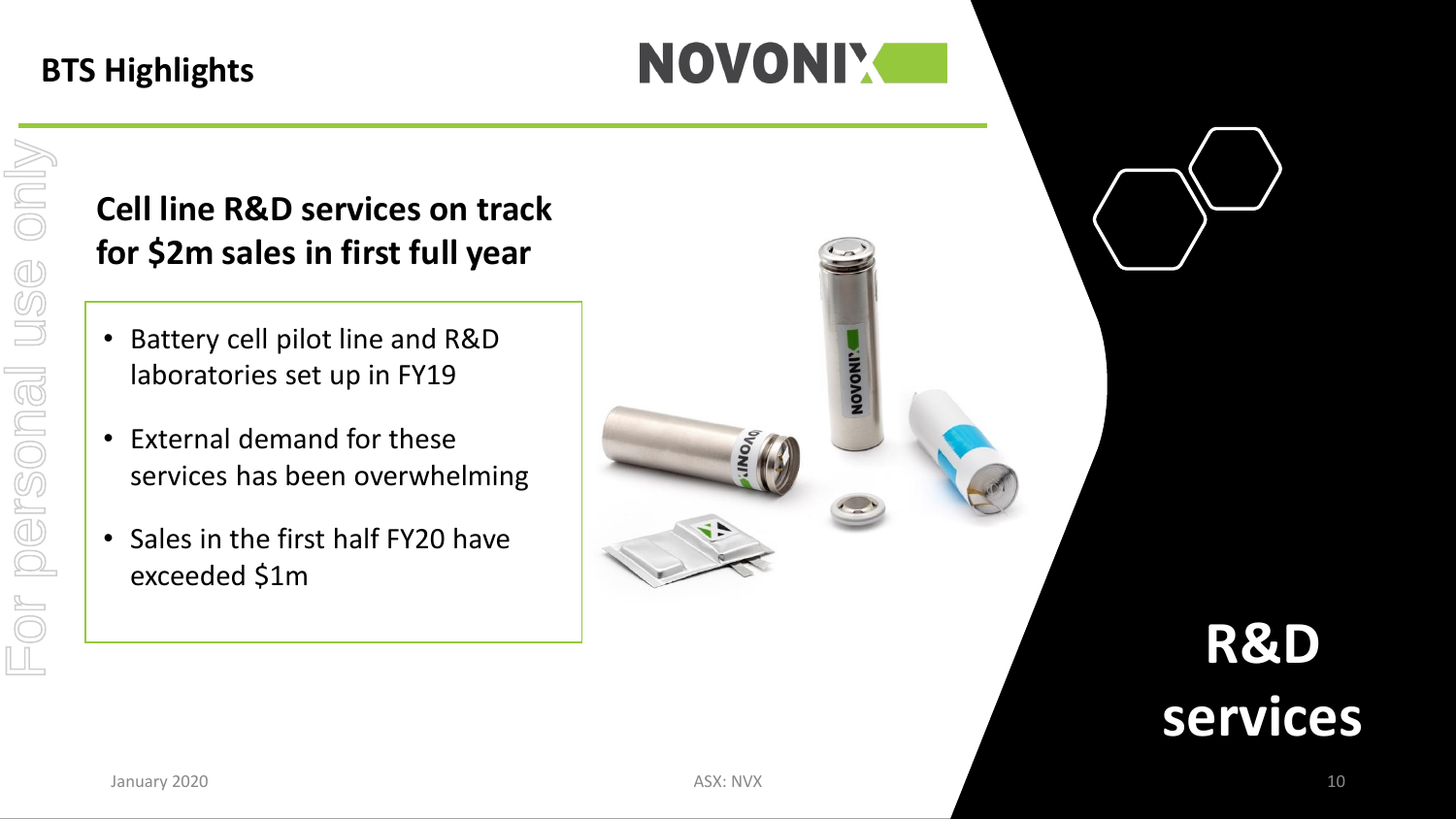## BTS Highlights

### Cell line R&D services on track for $2m sales in first full year

- Battery cell pilot line and R&D laboratories set up in FY19
- External demand for these services has been overwhelming
- Sales in the first half FY20 have exceeded $1m

# R&D services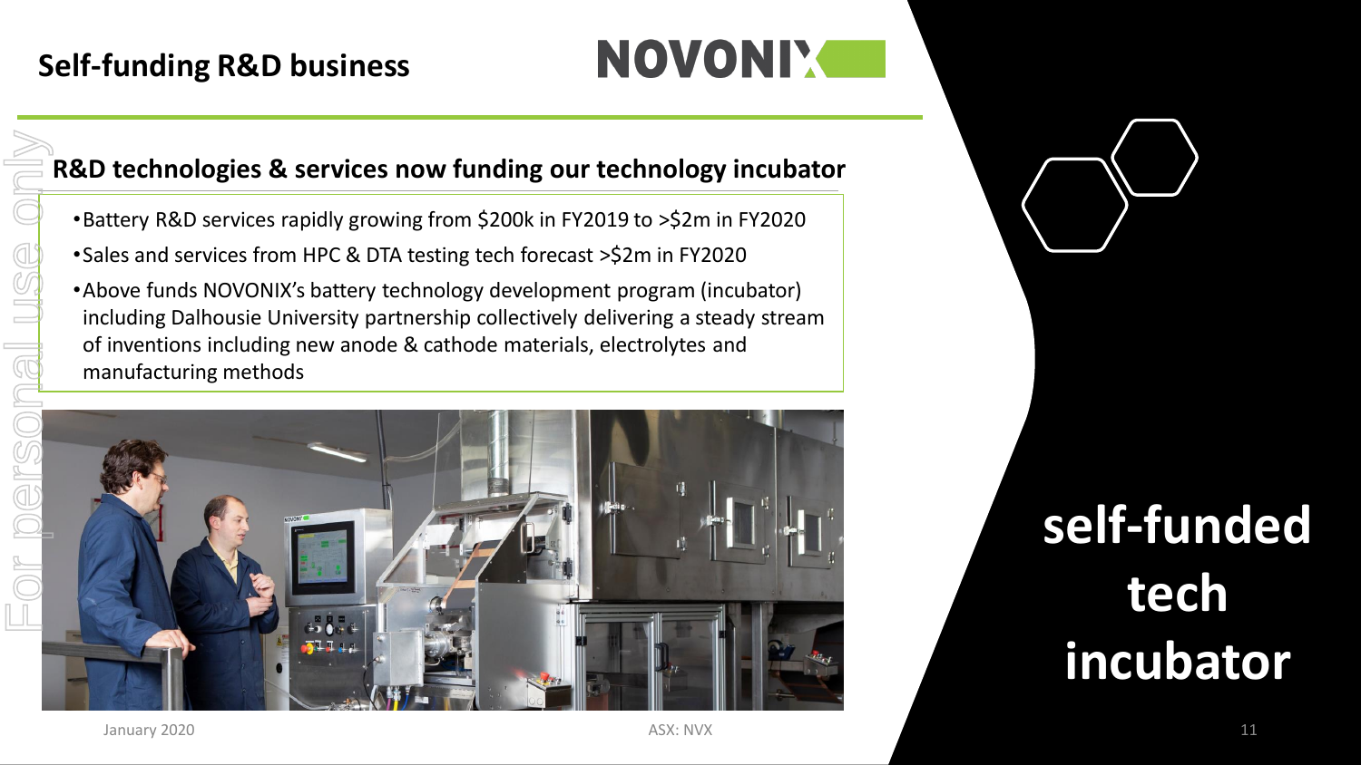# Self-funding R&D business

## R&D technologies & services now funding our technology incubator

- Battery R&D services rapidly growing from $200k in FY2019 to >$2m in FY2020
- Sales and services from HPC & DTA testing tech forecast >$2m in FY2020
- Above funds NOVONIX's battery technology development program (incubator) including Dalhousie University partnership collectively delivering a steady stream of inventions including new anode & cathode materials, electrolytes and manufacturing methods

**self-funded tech incubator**

January 2020

ASX: NVX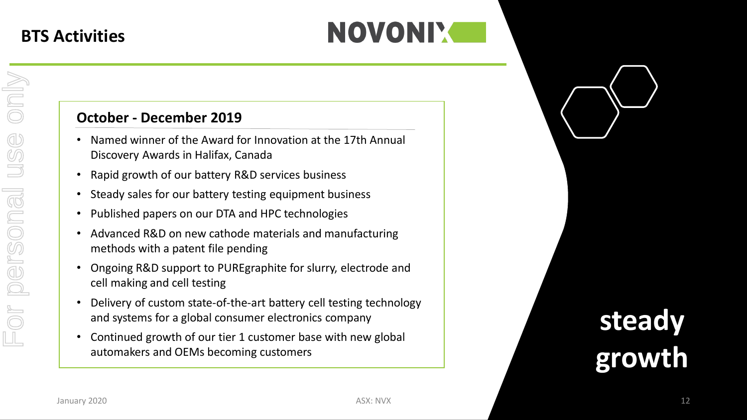# BTS Activities

### October - December 2019

- Named winner of the Award for Innovation at the 17th Annual Discovery Awards in Halifax, Canada
- Rapid growth of our battery R&D services business
- Steady sales for our battery testing equipment business
- Published papers on our DTA and HPC technologies
- Advanced R&D on new cathode materials and manufacturing methods with a patent file pending
- Ongoing R&D support to PUREgraphite for slurry, electrode and cell making and cell testing
- Delivery of custom state-of-the-art battery cell testing technology and systems for a global consumer electronics company
- Continued growth of our tier 1 customer base with new global automakers and OEMs becoming customers

**steady growth**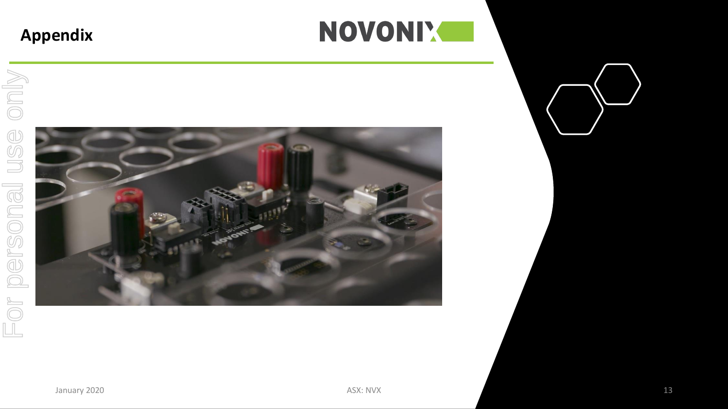# Appendix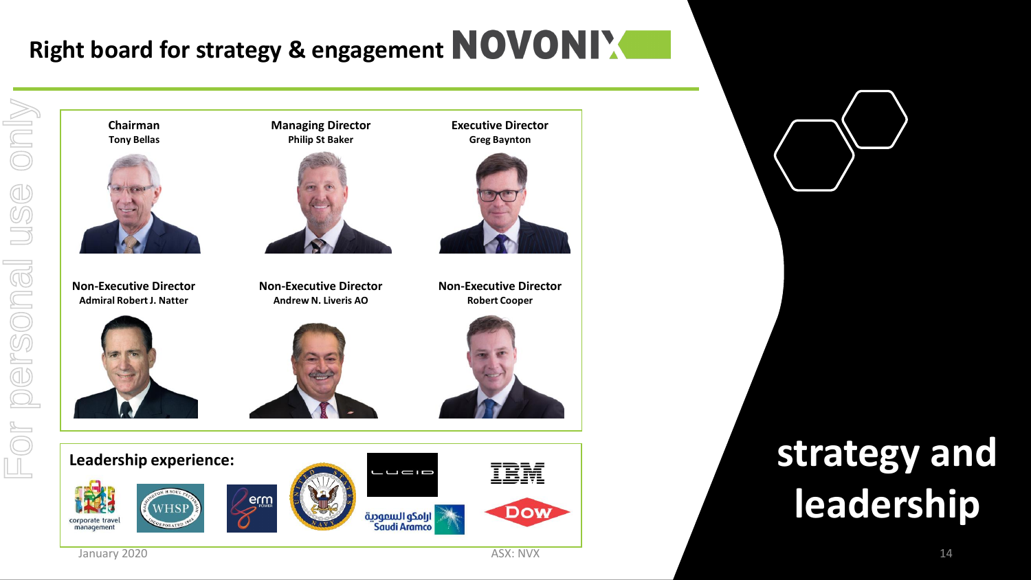# Right board for strategy & engagement NOVONIX

**Chairman**
Tony Bellas

**Managing Director**
Philip St Baker

**Executive Director**
Greg Baynton

**Non-Executive Director**
Admiral Robert J. Natter

**Non-Executive Director**
Andrew N. Liveris AO

**Non-Executive Director**
Robert Cooper

**Leadership experience:**

corporate travel management, WHSP, erm POWER, United States Navy, Lucid, IBM, Saudi Aramco, Dow

# strategy and leadership

January 2020

ASX: NVX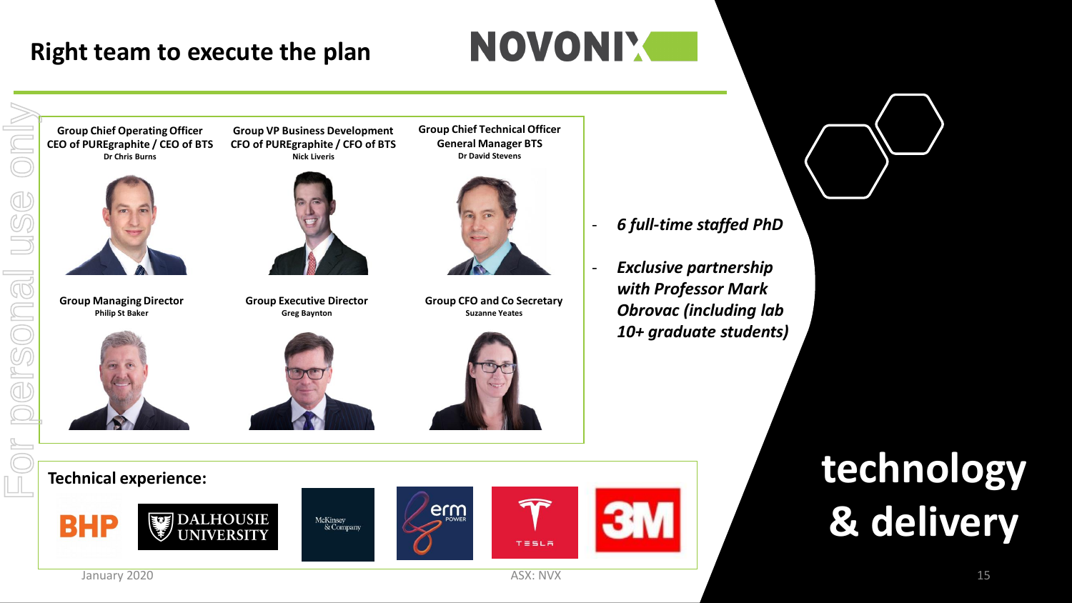# Right team to execute the plan

NOVONIX

**Group Chief Operating Officer**
**CEO of PUREgraphite / CEO of BTS**
Dr Chris Burns

**Group VP Business Development**
**CFO of PUREgraphite / CFO of BTS**
Nick Liveris

**Group Chief Technical Officer**
**General Manager BTS**
Dr David Stevens

**Group Managing Director**
Philip St Baker

**Group Executive Director**
Greg Baynton

**Group CFO and Co Secretary**
Suzanne Yeates

- ***6 full-time staffed PhD***
- ***Exclusive partnership with Professor Mark Obrovac (including lab 10+ graduate students)***

**Technical experience:**

BHP | Dalhousie University | McKinsey & Company | erm power | Tesla | 3M

# technology & delivery

January 2020

ASX: NVX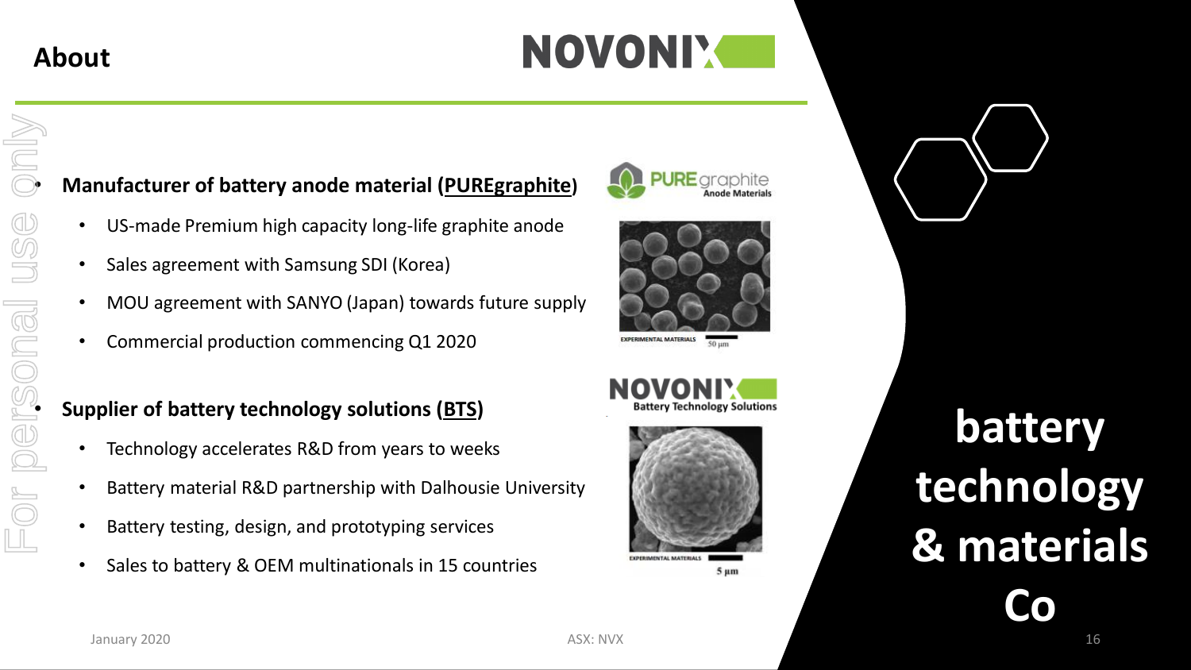## About

**NOVONIX**

- **Manufacturer of battery anode material (PUREgraphite)**
  - US-made Premium high capacity long-life graphite anode
  - Sales agreement with Samsung SDI (Korea)
  - MOU agreement with SANYO (Japan) towards future supply
  - Commercial production commencing Q1 2020

- **Supplier of battery technology solutions (BTS)**
  - Technology accelerates R&D from years to weeks
  - Battery material R&D partnership with Dalhousie University
  - Battery testing, design, and prototyping services
  - Sales to battery & OEM multinationals in 15 countries

PUREgraphite Anode Materials

EXPERIMENTAL MATERIALS 50 μm

NOVONIX Battery Technology Solutions

EXPERIMENTAL MATERIALS 5 μm

**battery technology & materials Co**

For personal use only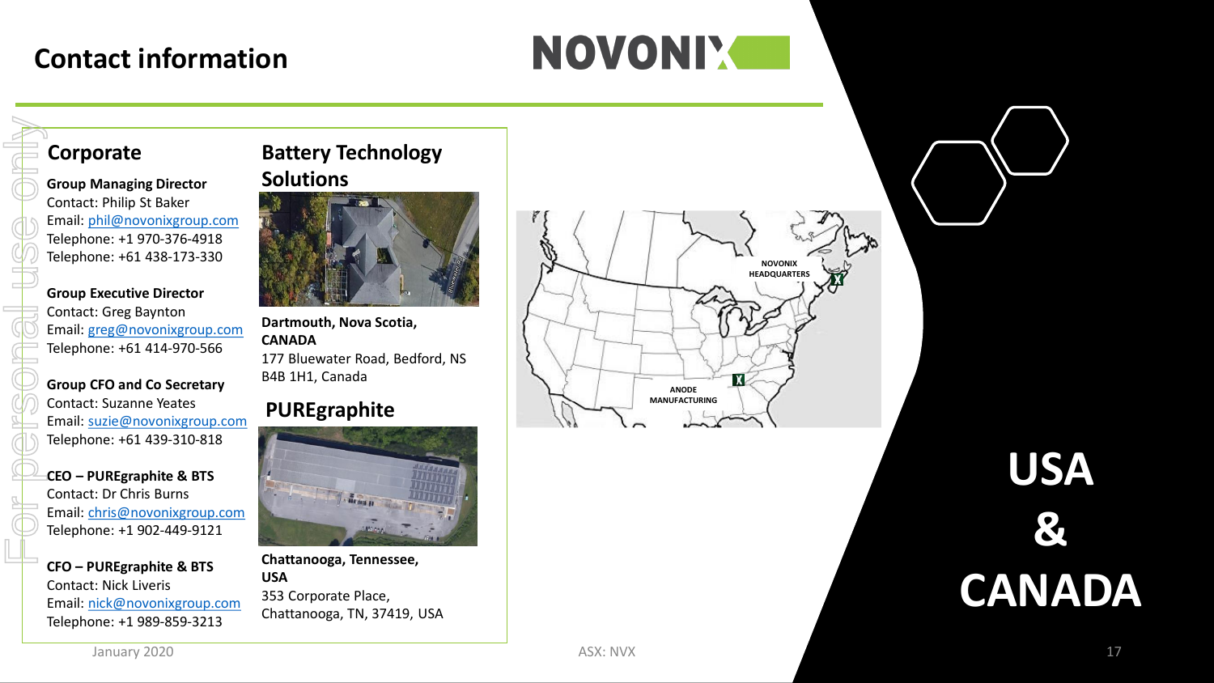# Contact information

NOVONIX

## Corporate

**Group Managing Director**
Contact: Philip St Baker
Email: phil@novonixgroup.com
Telephone: +1 970-376-4918
Telephone: +61 438-173-330

**Group Executive Director**
Contact: Greg Baynton
Email: greg@novonixgroup.com
Telephone: +61 414-970-566

**Group CFO and Co Secretary**
Contact: Suzanne Yeates
Email: suzie@novonixgroup.com
Telephone: +61 439-310-818

**CEO – PUREgraphite & BTS**
Contact: Dr Chris Burns
Email: chris@novonixgroup.com
Telephone: +1 902-449-9121

**CFO – PUREgraphite & BTS**
Contact: Nick Liveris
Email: nick@novonixgroup.com
Telephone: +1 989-859-3213

## Battery Technology Solutions

**Dartmouth, Nova Scotia, CANADA**
177 Bluewater Road, Bedford, NS B4B 1H1, Canada

## PUREgraphite

**Chattanooga, Tennessee, USA**
353 Corporate Place, Chattanooga, TN, 37419, USA

NOVONIX HEADQUARTERS

ANODE MANUFACTURING

**USA & CANADA**

January 2020

ASX: NVX

For personal use only